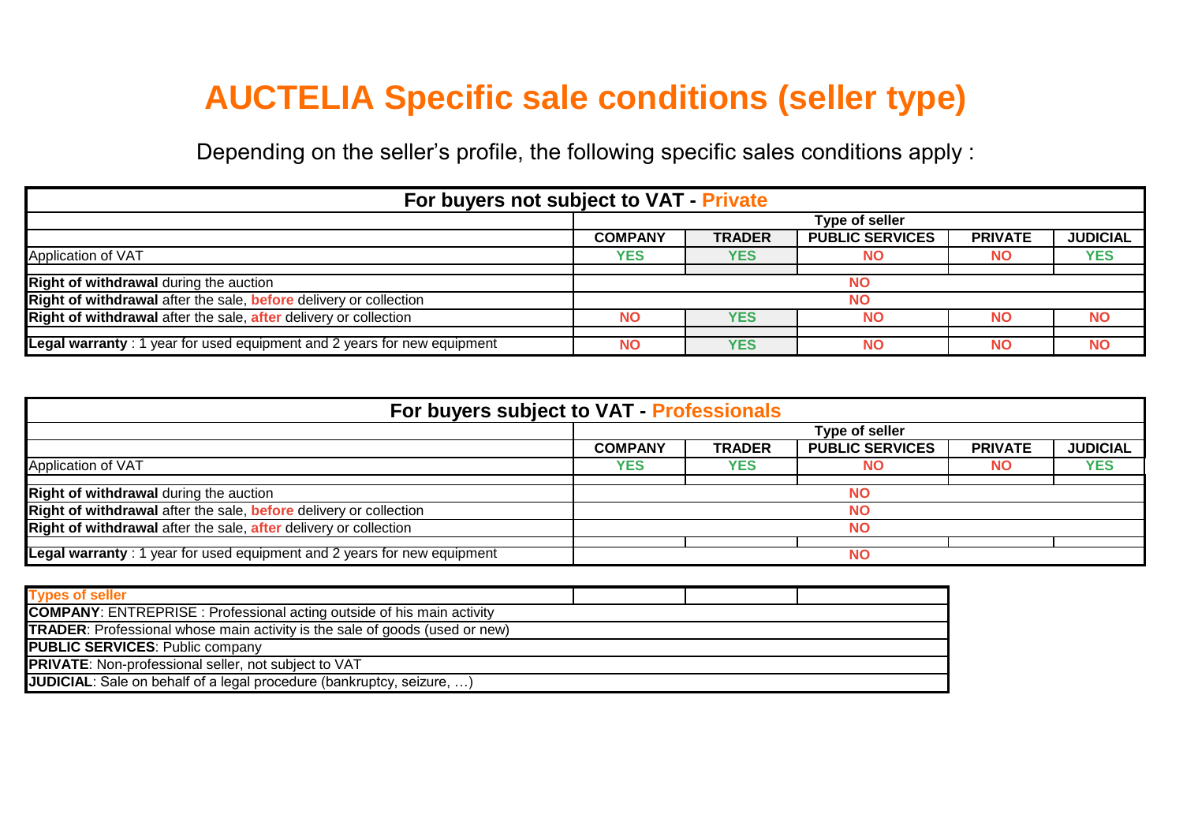# AUCTELIA Specific sale conditions (seller type)

Depending on the seller's profile, the following specific sales conditions apply :

**For buyers not subject to VAT - Private**

| | Type of seller | | | | |
|---|---|---|---|---|---|
| | **COMPANY** | **TRADER** | **PUBLIC SERVICES** | **PRIVATE** | **JUDICIAL** |
| Application of VAT | YES | YES | NO | NO | YES |
| **Right of withdrawal** during the auction | NO | | | | |
| **Right of withdrawal** after the sale, **before** delivery or collection | NO | | | | |
| **Right of withdrawal** after the sale, **after** delivery or collection | NO | YES | NO | NO | NO |
| **Legal warranty** : 1 year for used equipment and 2 years for new equipment | NO | YES | NO | NO | NO |

**For buyers subject to VAT - Professionals**

| | Type of seller | | | | |
|---|---|---|---|---|---|
| | **COMPANY** | **TRADER** | **PUBLIC SERVICES** | **PRIVATE** | **JUDICIAL** |
| Application of VAT | YES | YES | NO | NO | YES |
| **Right of withdrawal** during the auction | NO | | | | |
| **Right of withdrawal** after the sale, **before** delivery or collection | NO | | | | |
| **Right of withdrawal** after the sale, **after** delivery or collection | NO | | | | |
| **Legal warranty** : 1 year for used equipment and 2 years for new equipment | NO | | | | |

| Types of seller |
|---|
| **COMPANY**: ENTREPRISE : Professional acting outside of his main activity |
| **TRADER**: Professional whose main activity is the sale of goods (used or new) |
| **PUBLIC SERVICES**: Public company |
| **PRIVATE**: Non-professional seller, not subject to VAT |
| **JUDICIAL**: Sale on behalf of a legal procedure (bankruptcy, seizure, …) |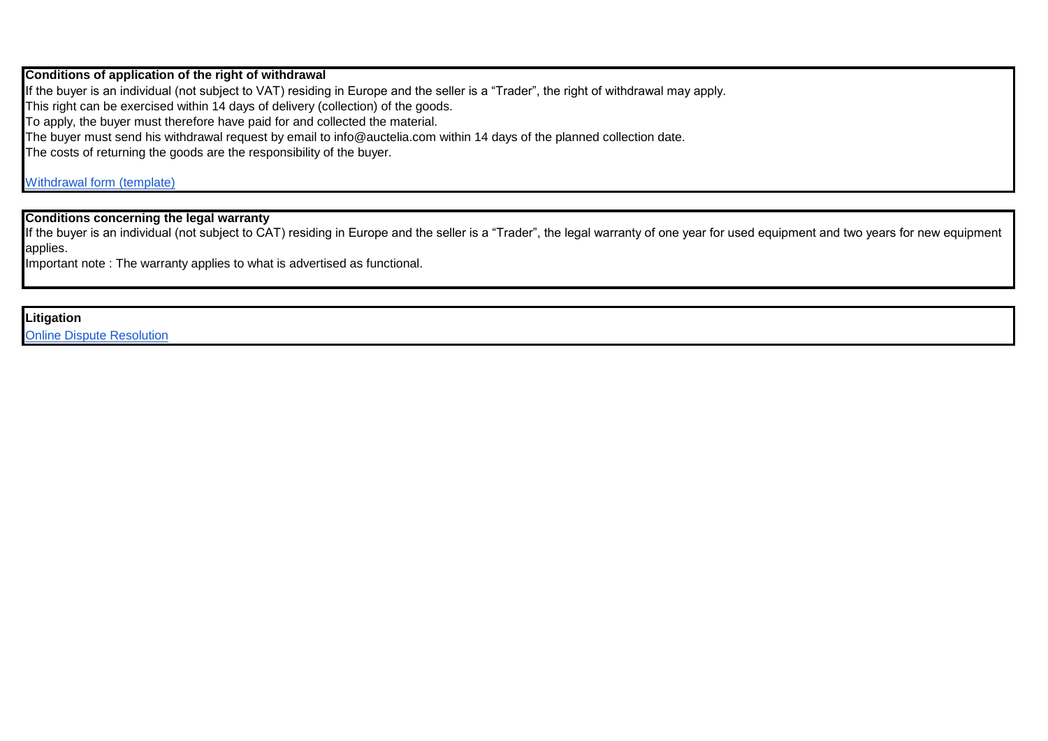**Conditions of application of the right of withdrawal**

If the buyer is an individual (not subject to VAT) residing in Europe and the seller is a "Trader", the right of withdrawal may apply.
This right can be exercised within 14 days of delivery (collection) of the goods.
To apply, the buyer must therefore have paid for and collected the material.
The buyer must send his withdrawal request by email to info@auctelia.com within 14 days of the planned collection date.
The costs of returning the goods are the responsibility of the buyer.

Withdrawal form (template)

**Conditions concerning the legal warranty**

If the buyer is an individual (not subject to CAT) residing in Europe and the seller is a "Trader", the legal warranty of one year for used equipment and two years for new equipment applies.
Important note : The warranty applies to what is advertised as functional.

**Litigation**

Online Dispute Resolution